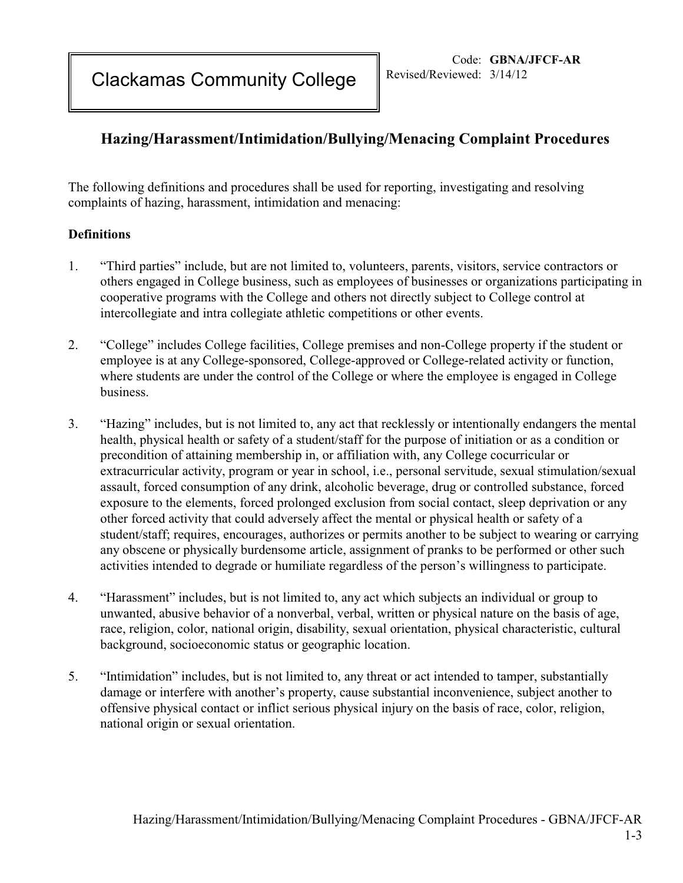Clackamas Community College

Code: **GBNA/JFCF-AR**
Revised/Reviewed: 3/14/12

## Hazing/Harassment/Intimidation/Bullying/Menacing Complaint Procedures

The following definitions and procedures shall be used for reporting, investigating and resolving complaints of hazing, harassment, intimidation and menacing:

### Definitions

1. "Third parties" include, but are not limited to, volunteers, parents, visitors, service contractors or others engaged in College business, such as employees of businesses or organizations participating in cooperative programs with the College and others not directly subject to College control at intercollegiate and intra collegiate athletic competitions or other events.

2. "College" includes College facilities, College premises and non-College property if the student or employee is at any College-sponsored, College-approved or College-related activity or function, where students are under the control of the College or where the employee is engaged in College business.

3. "Hazing" includes, but is not limited to, any act that recklessly or intentionally endangers the mental health, physical health or safety of a student/staff for the purpose of initiation or as a condition or precondition of attaining membership in, or affiliation with, any College cocurricular or extracurricular activity, program or year in school, i.e., personal servitude, sexual stimulation/sexual assault, forced consumption of any drink, alcoholic beverage, drug or controlled substance, forced exposure to the elements, forced prolonged exclusion from social contact, sleep deprivation or any other forced activity that could adversely affect the mental or physical health or safety of a student/staff; requires, encourages, authorizes or permits another to be subject to wearing or carrying any obscene or physically burdensome article, assignment of pranks to be performed or other such activities intended to degrade or humiliate regardless of the person's willingness to participate.

4. "Harassment" includes, but is not limited to, any act which subjects an individual or group to unwanted, abusive behavior of a nonverbal, verbal, written or physical nature on the basis of age, race, religion, color, national origin, disability, sexual orientation, physical characteristic, cultural background, socioeconomic status or geographic location.

5. "Intimidation" includes, but is not limited to, any threat or act intended to tamper, substantially damage or interfere with another's property, cause substantial inconvenience, subject another to offensive physical contact or inflict serious physical injury on the basis of race, color, religion, national origin or sexual orientation.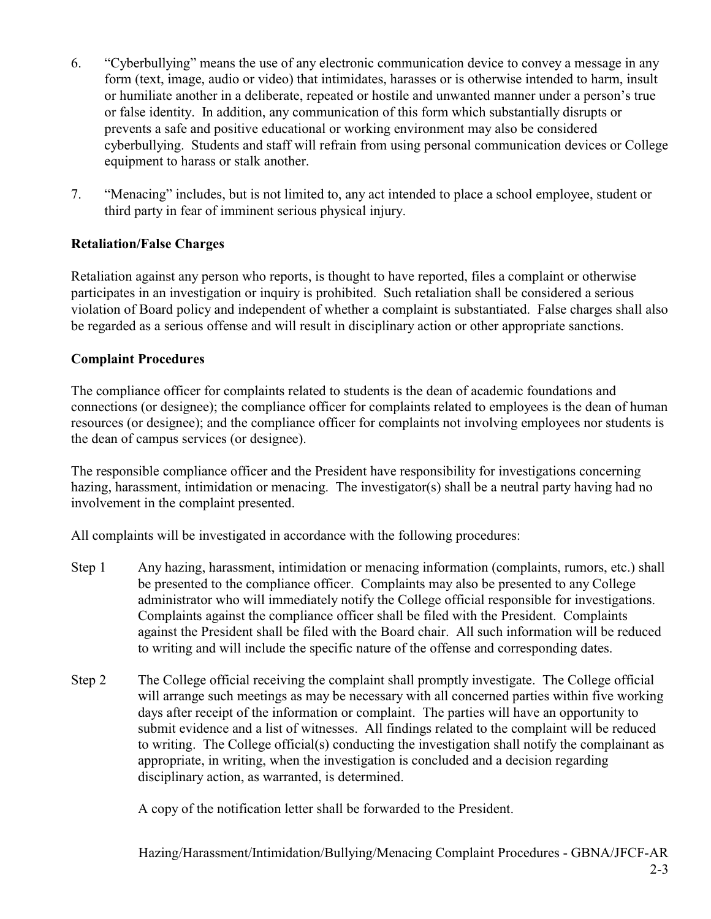6. "Cyberbullying" means the use of any electronic communication device to convey a message in any form (text, image, audio or video) that intimidates, harasses or is otherwise intended to harm, insult or humiliate another in a deliberate, repeated or hostile and unwanted manner under a person's true or false identity. In addition, any communication of this form which substantially disrupts or prevents a safe and positive educational or working environment may also be considered cyberbullying. Students and staff will refrain from using personal communication devices or College equipment to harass or stalk another.

7. "Menacing" includes, but is not limited to, any act intended to place a school employee, student or third party in fear of imminent serious physical injury.

**Retaliation/False Charges**

Retaliation against any person who reports, is thought to have reported, files a complaint or otherwise participates in an investigation or inquiry is prohibited. Such retaliation shall be considered a serious violation of Board policy and independent of whether a complaint is substantiated. False charges shall also be regarded as a serious offense and will result in disciplinary action or other appropriate sanctions.

**Complaint Procedures**

The compliance officer for complaints related to students is the dean of academic foundations and connections (or designee); the compliance officer for complaints related to employees is the dean of human resources (or designee); and the compliance officer for complaints not involving employees nor students is the dean of campus services (or designee).

The responsible compliance officer and the President have responsibility for investigations concerning hazing, harassment, intimidation or menacing. The investigator(s) shall be a neutral party having had no involvement in the complaint presented.

All complaints will be investigated in accordance with the following procedures:

Step 1 Any hazing, harassment, intimidation or menacing information (complaints, rumors, etc.) shall be presented to the compliance officer. Complaints may also be presented to any College administrator who will immediately notify the College official responsible for investigations. Complaints against the compliance officer shall be filed with the President. Complaints against the President shall be filed with the Board chair. All such information will be reduced to writing and will include the specific nature of the offense and corresponding dates.

Step 2 The College official receiving the complaint shall promptly investigate. The College official will arrange such meetings as may be necessary with all concerned parties within five working days after receipt of the information or complaint. The parties will have an opportunity to submit evidence and a list of witnesses. All findings related to the complaint will be reduced to writing. The College official(s) conducting the investigation shall notify the complainant as appropriate, in writing, when the investigation is concluded and a decision regarding disciplinary action, as warranted, is determined.

A copy of the notification letter shall be forwarded to the President.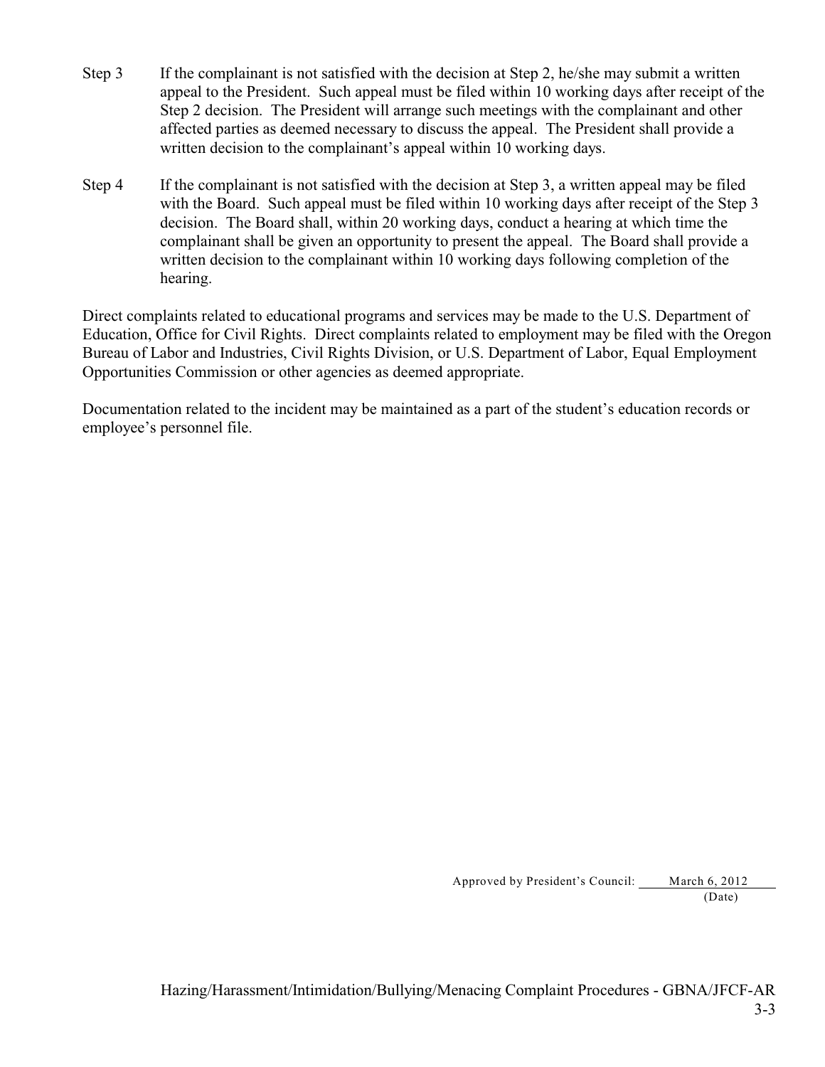Step 3 If the complainant is not satisfied with the decision at Step 2, he/she may submit a written appeal to the President. Such appeal must be filed within 10 working days after receipt of the Step 2 decision. The President will arrange such meetings with the complainant and other affected parties as deemed necessary to discuss the appeal. The President shall provide a written decision to the complainant's appeal within 10 working days.

Step 4 If the complainant is not satisfied with the decision at Step 3, a written appeal may be filed with the Board. Such appeal must be filed within 10 working days after receipt of the Step 3 decision. The Board shall, within 20 working days, conduct a hearing at which time the complainant shall be given an opportunity to present the appeal. The Board shall provide a written decision to the complainant within 10 working days following completion of the hearing.

Direct complaints related to educational programs and services may be made to the U.S. Department of Education, Office for Civil Rights. Direct complaints related to employment may be filed with the Oregon Bureau of Labor and Industries, Civil Rights Division, or U.S. Department of Labor, Equal Employment Opportunities Commission or other agencies as deemed appropriate.

Documentation related to the incident may be maintained as a part of the student's education records or employee's personnel file.

Approved by President's Council: March 6, 2012
(Date)

Hazing/Harassment/Intimidation/Bullying/Menacing Complaint Procedures - GBNA/JFCF-AR